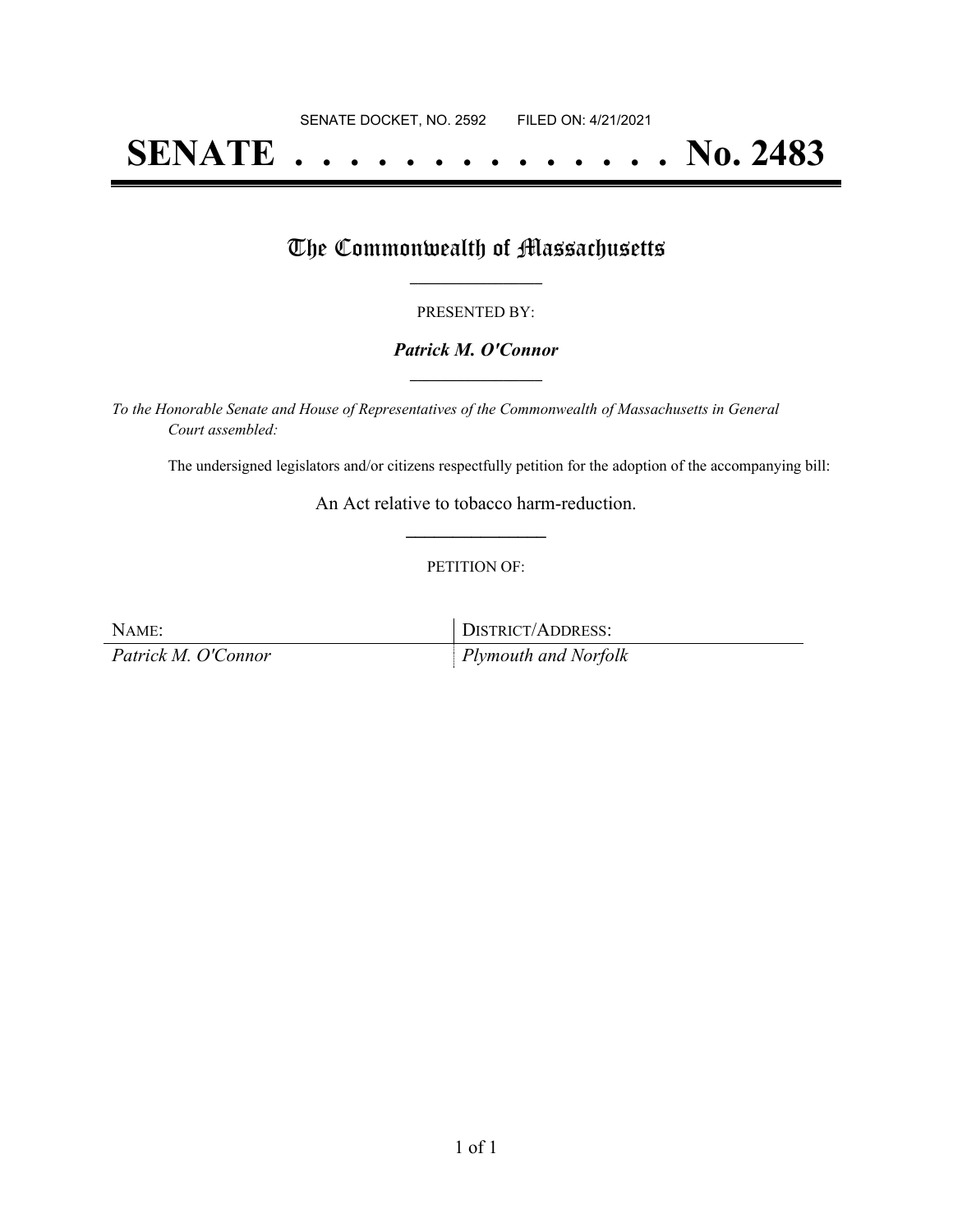SENATE DOCKET, NO. 2592        FILED ON: 4/21/2021

# SENATE . . . . . . . . . . . . . . No. 2483

## The Commonwealth of Massachusetts

PRESENTED BY:

***Patrick M. O'Connor***

*To the Honorable Senate and House of Representatives of the Commonwealth of Massachusetts in General Court assembled:*

The undersigned legislators and/or citizens respectfully petition for the adoption of the accompanying bill:

An Act relative to tobacco harm-reduction.

PETITION OF:

| NAME: | DISTRICT/ADDRESS: |
|---|---|
| *Patrick M. O'Connor* | *Plymouth and Norfolk* |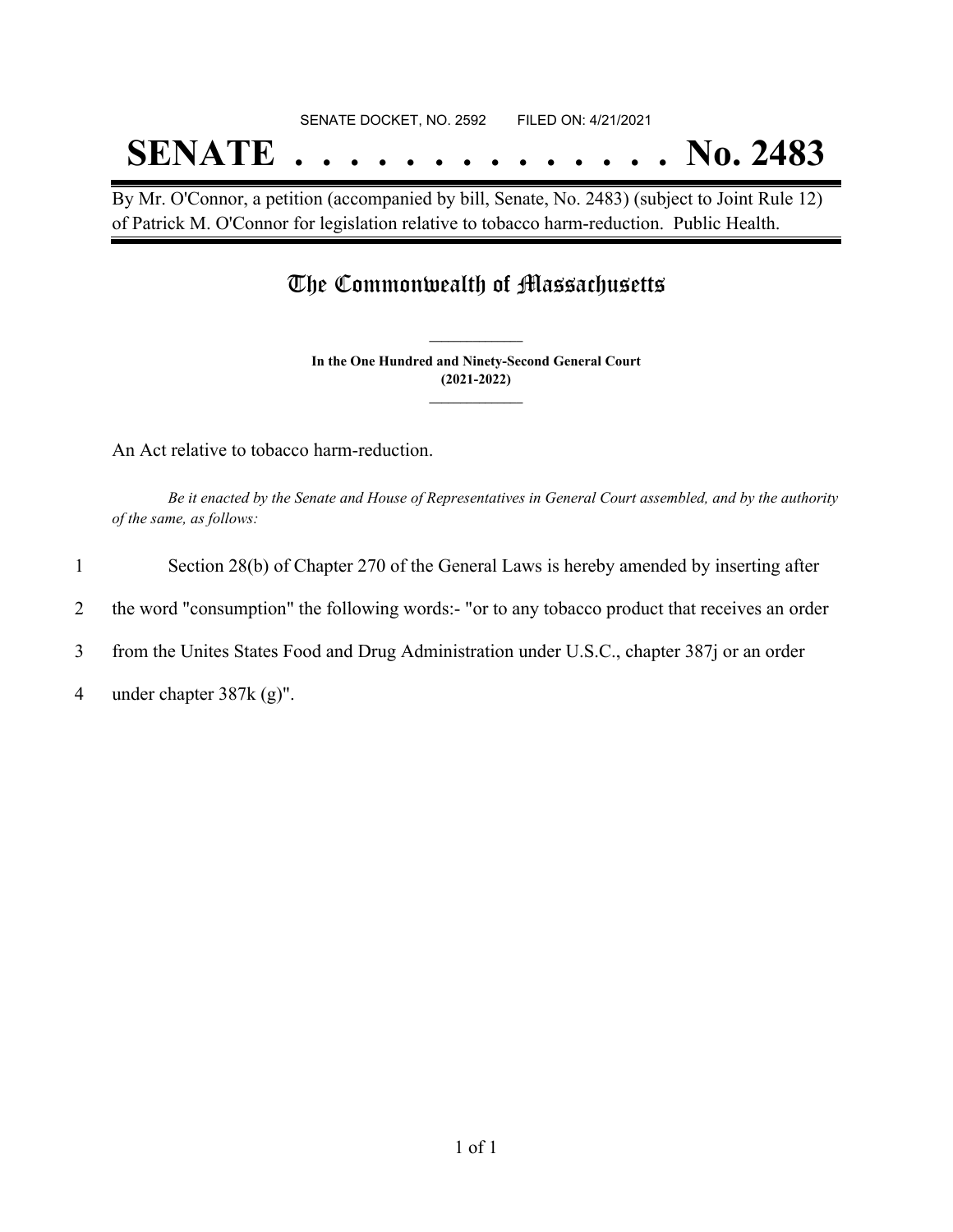SENATE DOCKET, NO. 2592 FILED ON: 4/21/2021

# SENATE . . . . . . . . . . . . . . No. 2483

By Mr. O'Connor, a petition (accompanied by bill, Senate, No. 2483) (subject to Joint Rule 12) of Patrick M. O'Connor for legislation relative to tobacco harm-reduction. Public Health.

## The Commonwealth of Massachusetts

**In the One Hundred and Ninety-Second General Court**
**(2021-2022)**

An Act relative to tobacco harm-reduction.

*Be it enacted by the Senate and House of Representatives in General Court assembled, and by the authority of the same, as follows:*

1 Section 28(b) of Chapter 270 of the General Laws is hereby amended by inserting after
2 the word "consumption" the following words:- "or to any tobacco product that receives an order
3 from the Unites States Food and Drug Administration under U.S.C., chapter 387j or an order
4 under chapter 387k (g)".